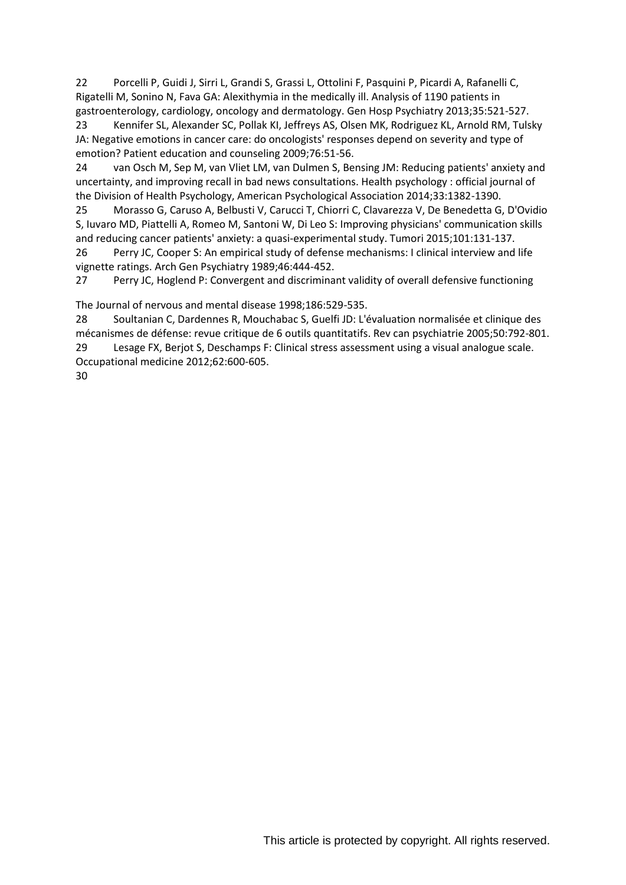22 Porcelli P, Guidi J, Sirri L, Grandi S, Grassi L, Ottolini F, Pasquini P, Picardi A, Rafanelli C, Rigatelli M, Sonino N, Fava GA: Alexithymia in the medically ill. Analysis of 1190 patients in gastroenterology, cardiology, oncology and dermatology. Gen Hosp Psychiatry 2013;35:521-527.

23 Kennifer SL, Alexander SC, Pollak KI, Jeffreys AS, Olsen MK, Rodriguez KL, Arnold RM, Tulsky JA: Negative emotions in cancer care: do oncologists' responses depend on severity and type of emotion? Patient education and counseling 2009;76:51-56.

24 van Osch M, Sep M, van Vliet LM, van Dulmen S, Bensing JM: Reducing patients' anxiety and uncertainty, and improving recall in bad news consultations. Health psychology : official journal of the Division of Health Psychology, American Psychological Association 2014;33:1382-1390.

25 Morasso G, Caruso A, Belbusti V, Carucci T, Chiorri C, Clavarezza V, De Benedetta G, D'Ovidio S, Iuvaro MD, Piattelli A, Romeo M, Santoni W, Di Leo S: Improving physicians' communication skills and reducing cancer patients' anxiety: a quasi-experimental study. Tumori 2015;101:131-137.

26 Perry JC, Cooper S: An empirical study of defense mechanisms: I clinical interview and life vignette ratings. Arch Gen Psychiatry 1989;46:444-452.

27 Perry JC, Hoglend P: Convergent and discriminant validity of overall defensive functioning

The Journal of nervous and mental disease 1998;186:529-535.

28 Soultanian C, Dardennes R, Mouchabac S, Guelfi JD: L'évaluation normalisée et clinique des mécanismes de défense: revue critique de 6 outils quantitatifs. Rev can psychiatrie 2005;50:792-801.

29 Lesage FX, Berjot S, Deschamps F: Clinical stress assessment using a visual analogue scale. Occupational medicine 2012;62:600-605.

30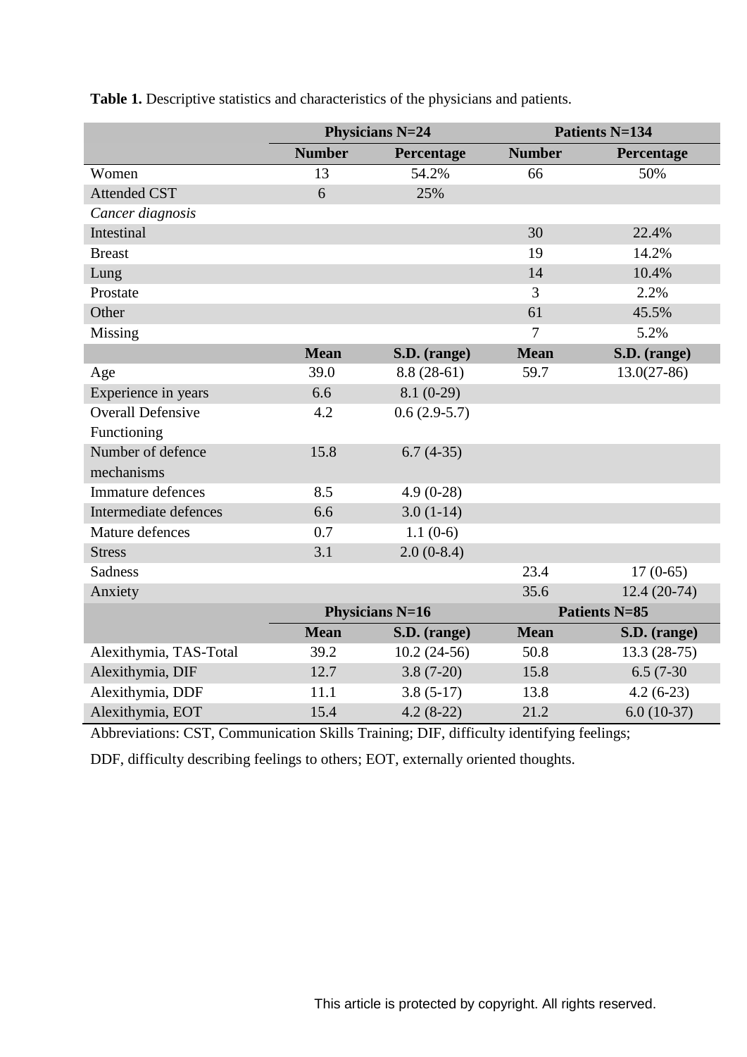**Table 1.** Descriptive statistics and characteristics of the physicians and patients.

| | Physicians N=24 | | Patients N=134 | |
|---|---|---|---|---|
| | **Number** | **Percentage** | **Number** | **Percentage** |
| Women | 13 | 54.2% | 66 | 50% |
| Attended CST | 6 | 25% | | |
| *Cancer diagnosis* | | | | |
| Intestinal | | | 30 | 22.4% |
| Breast | | | 19 | 14.2% |
| Lung | | | 14 | 10.4% |
| Prostate | | | 3 | 2.2% |
| Other | | | 61 | 45.5% |
| Missing | | | 7 | 5.2% |
| | **Mean** | **S.D. (range)** | **Mean** | **S.D. (range)** |
| Age | 39.0 | 8.8 (28-61) | 59.7 | 13.0(27-86) |
| Experience in years | 6.6 | 8.1 (0-29) | | |
| Overall Defensive Functioning | 4.2 | 0.6 (2.9-5.7) | | |
| Number of defence mechanisms | 15.8 | 6.7 (4-35) | | |
| Immature defences | 8.5 | 4.9 (0-28) | | |
| Intermediate defences | 6.6 | 3.0 (1-14) | | |
| Mature defences | 0.7 | 1.1 (0-6) | | |
| Stress | 3.1 | 2.0 (0-8.4) | | |
| Sadness | | | 23.4 | 17 (0-65) |
| Anxiety | | | 35.6 | 12.4 (20-74) |
| | **Physicians N=16** | | **Patients N=85** | |
| | **Mean** | **S.D. (range)** | **Mean** | **S.D. (range)** |
| Alexithymia, TAS-Total | 39.2 | 10.2 (24-56) | 50.8 | 13.3 (28-75) |
| Alexithymia, DIF | 12.7 | 3.8 (7-20) | 15.8 | 6.5 (7-30 |
| Alexithymia, DDF | 11.1 | 3.8 (5-17) | 13.8 | 4.2 (6-23) |
| Alexithymia, EOT | 15.4 | 4.2 (8-22) | 21.2 | 6.0 (10-37) |

Abbreviations: CST, Communication Skills Training; DIF, difficulty identifying feelings; DDF, difficulty describing feelings to others; EOT, externally oriented thoughts.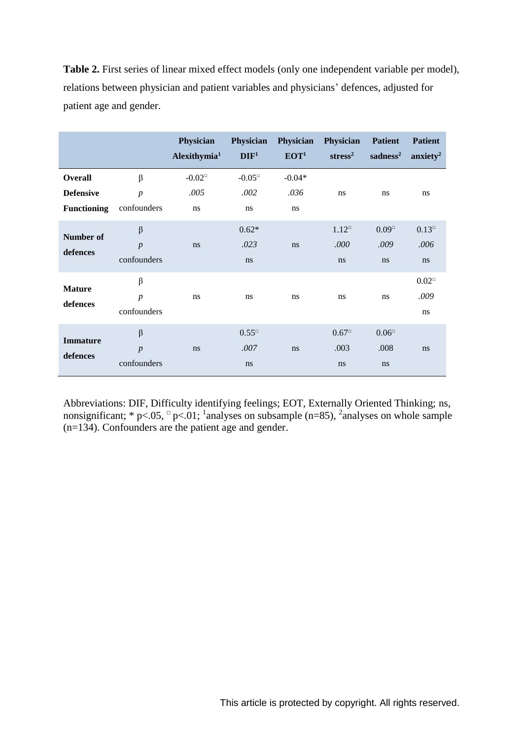**Table 2.** First series of linear mixed effect models (only one independent variable per model), relations between physician and patient variables and physicians' defences, adjusted for patient age and gender.

| | | Physician Alexithymia[1] | Physician DIF[1] | Physician EOT[1] | Physician stress[2] | Patient sadness[2] | Patient anxiety[2] |
|---|---|---|---|---|---|---|---|
| **Overall Defensive Functioning** | β | -0.02▫ | -0.05▫ | -0.04* | | | |
| | *p* | *.005* | *.002* | *.036* | ns | ns | ns |
| | confounders | ns | ns | ns | | | |
| **Number of defences** | β | | 0.62* | | 1.12▫ | 0.09▫ | 0.13▫ |
| | *p* | ns | *.023* | ns | *.000* | *.009* | *.006* |
| | confounders | | ns | | ns | ns | ns |
| **Mature defences** | β | | | | | | 0.02▫ |
| | *p* | ns | ns | ns | ns | ns | *.009* |
| | confounders | | | | | | ns |
| **Immature defences** | β | | 0.55▫ | | 0.67▫ | 0.06▫ | |
| | *p* | ns | *.007* | ns | .003 | .008 | ns |
| | confounders | | ns | | ns | ns | |

Abbreviations: DIF, Difficulty identifying feelings; EOT, Externally Oriented Thinking; ns, nonsignificant; * $p<.05$, ▫ $p<.01$; [1]analyses on subsample (n=85), [2]analyses on whole sample (n=134). Confounders are the patient age and gender.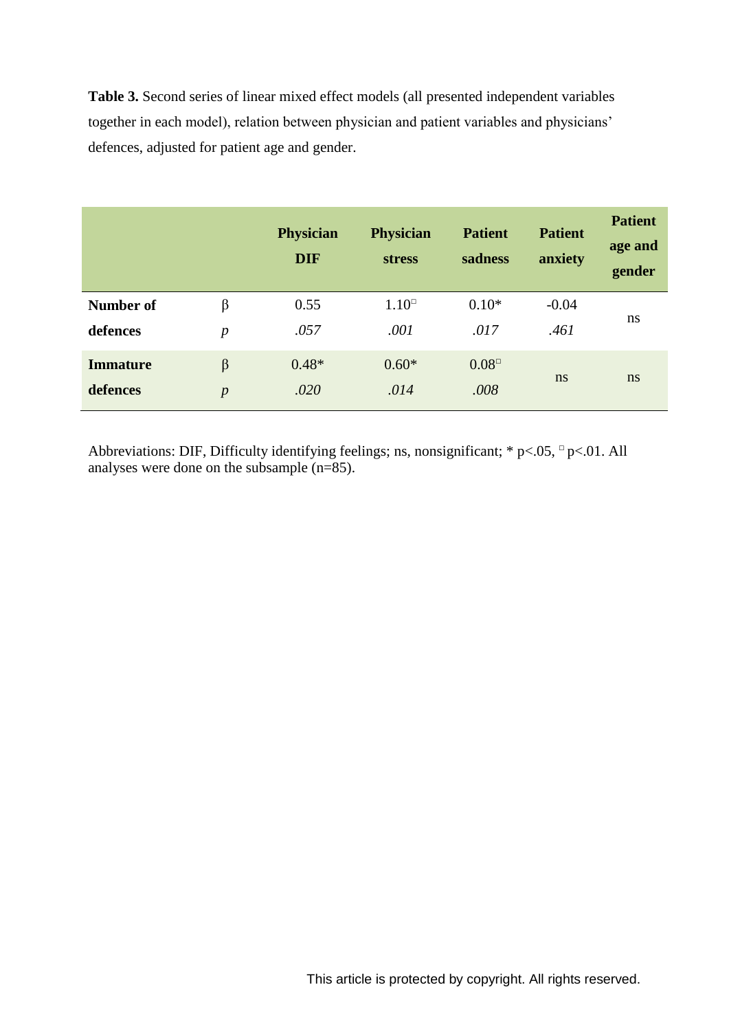**Table 3.** Second series of linear mixed effect models (all presented independent variables together in each model), relation between physician and patient variables and physicians' defences, adjusted for patient age and gender.

| | | Physician DIF | Physician stress | Patient sadness | Patient anxiety | Patient age and gender |
|---|---|---|---|---|---|---|
| **Number of defences** | β | 0.55 | 1.10▫ | 0.10* | -0.04 | ns |
| | *p* | *.057* | *.001* | *.017* | *.461* | |
| **Immature defences** | β | 0.48* | 0.60* | 0.08▫ | ns | ns |
| | *p* | *.020* | *.014* | *.008* | | |

Abbreviations: DIF, Difficulty identifying feelings; ns, nonsignificant; * $p<.05$, ▫ $p<.01$. All analyses were done on the subsample (n=85).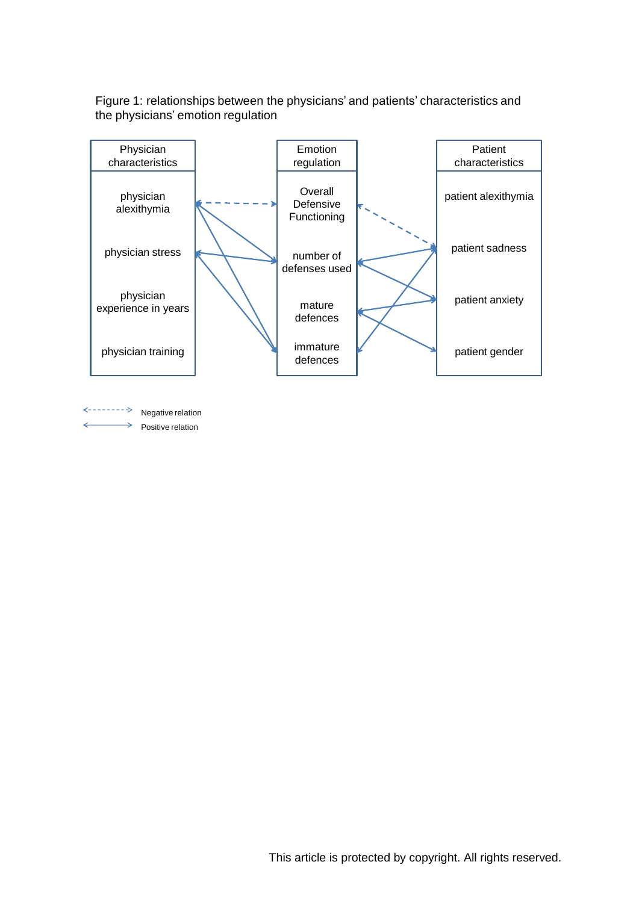Figure 1: relationships between the physicians' and patients' characteristics and the physicians' emotion regulation

Physician characteristics

physician alexithymia

physician stress

physician experience in years

physician training

Emotion regulation

Overall Defensive Functioning

number of defenses used

mature defences

immature defences

Patient characteristics

patient alexithymia

patient sadness

patient anxiety

patient gender

Negative relation

Positive relation